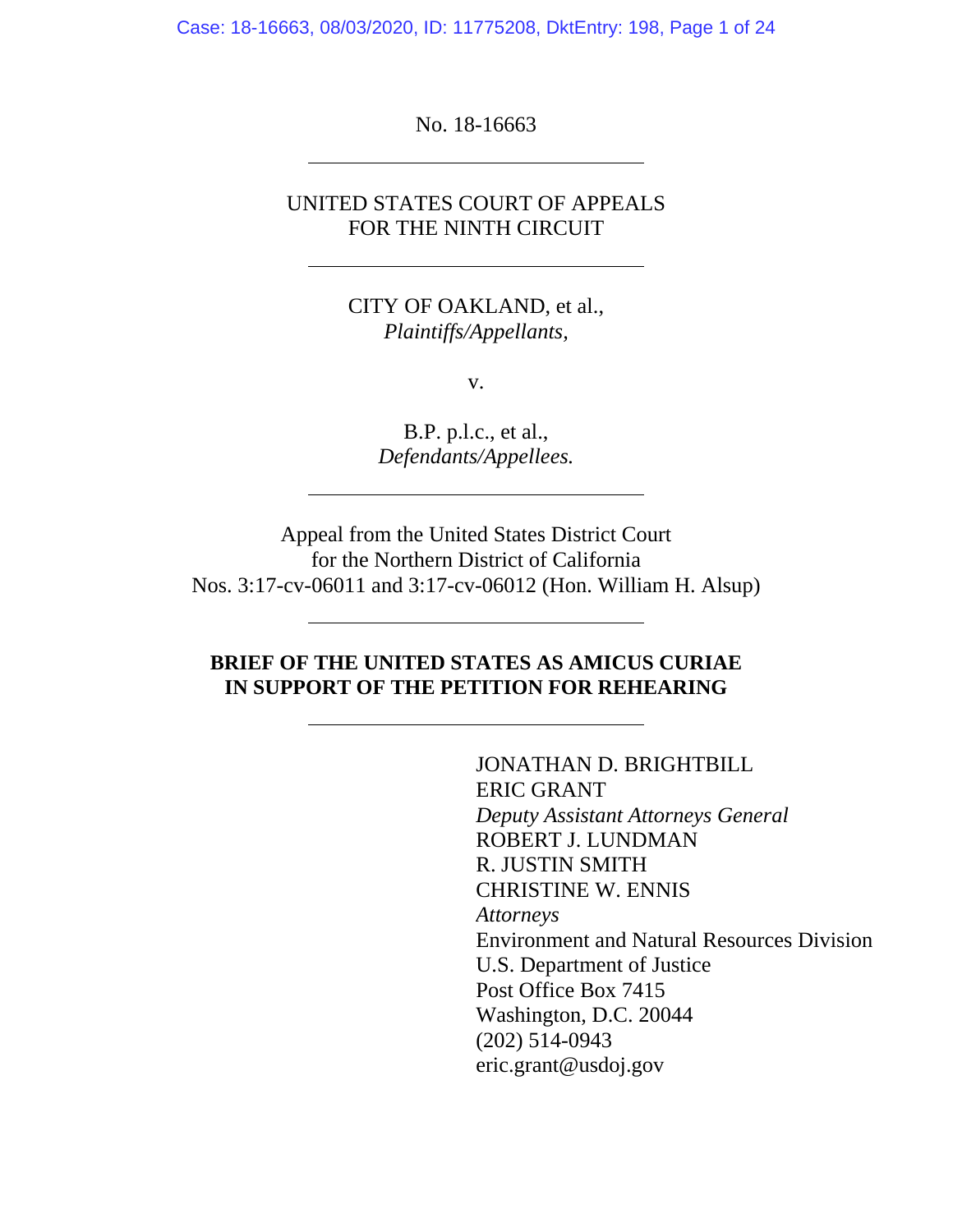No. 18-16663

---

UNITED STATES COURT OF APPEALS
FOR THE NINTH CIRCUIT

---

CITY OF OAKLAND, et al.,
*Plaintiffs/Appellants,*

v.

B.P. p.l.c., et al.,
*Defendants/Appellees.*

---

Appeal from the United States District Court
for the Northern District of California
Nos. 3:17-cv-06011 and 3:17-cv-06012 (Hon. William H. Alsup)

---

**BRIEF OF THE UNITED STATES AS AMICUS CURIAE
IN SUPPORT OF THE PETITION FOR REHEARING**

---

JONATHAN D. BRIGHTBILL
ERIC GRANT
*Deputy Assistant Attorneys General*
ROBERT J. LUNDMAN
R. JUSTIN SMITH
CHRISTINE W. ENNIS
*Attorneys*
Environment and Natural Resources Division
U.S. Department of Justice
Post Office Box 7415
Washington, D.C. 20044
(202) 514-0943
eric.grant@usdoj.gov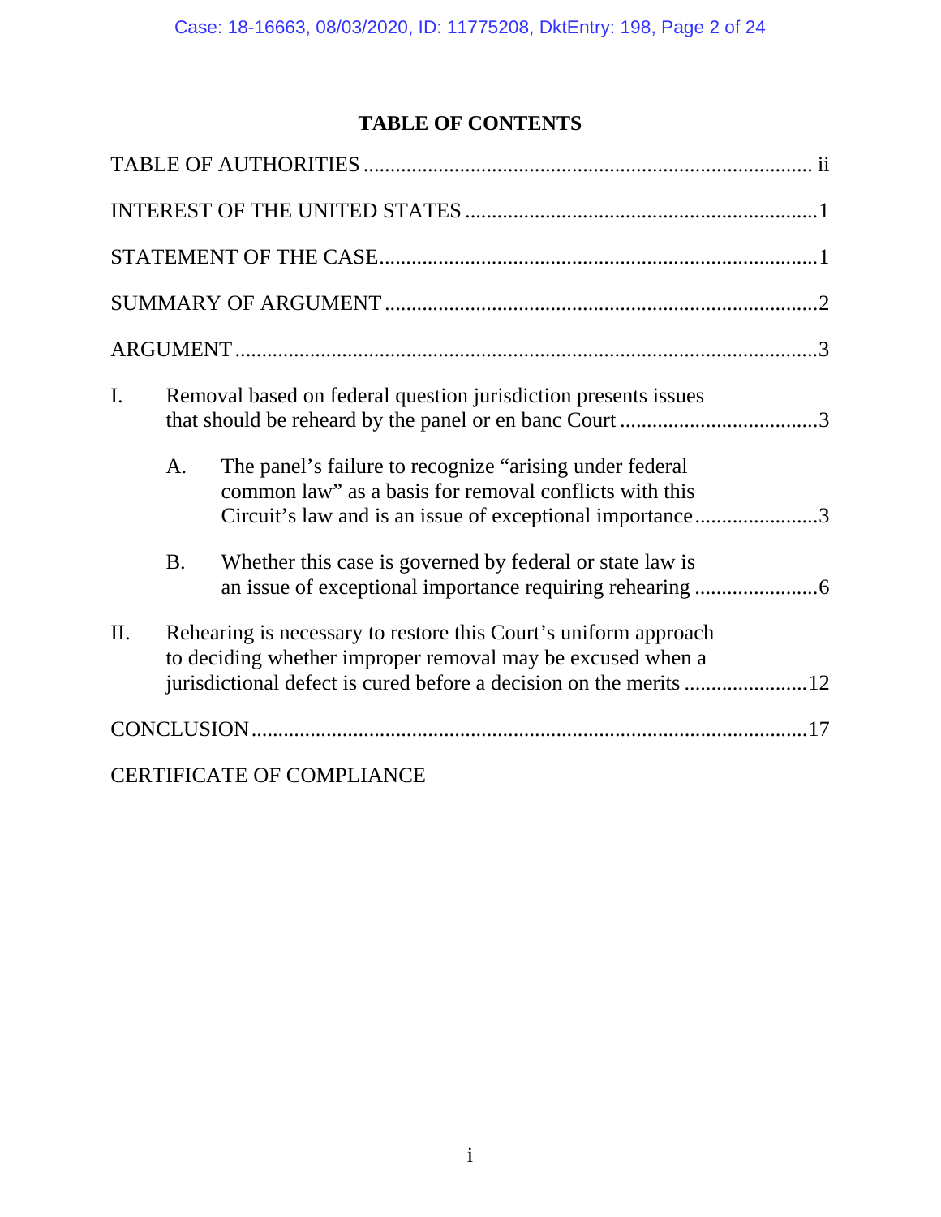# TABLE OF CONTENTS

TABLE OF AUTHORITIES .................................................................................. ii

INTEREST OF THE UNITED STATES .................................................................1

STATEMENT OF THE CASE................................................................................1

SUMMARY OF ARGUMENT ...............................................................................2

ARGUMENT ..........................................................................................................3

I. Removal based on federal question jurisdiction presents issues that should be reheard by the panel or en banc Court .....................................3

   A. The panel's failure to recognize "arising under federal common law" as a basis for removal conflicts with this Circuit's law and is an issue of exceptional importance .......................3

   B. Whether this case is governed by federal or state law is an issue of exceptional importance requiring rehearing .......................6

II. Rehearing is necessary to restore this Court's uniform approach to deciding whether improper removal may be excused when a jurisdictional defect is cured before a decision on the merits .......................12

CONCLUSION ......................................................................................................17

CERTIFICATE OF COMPLIANCE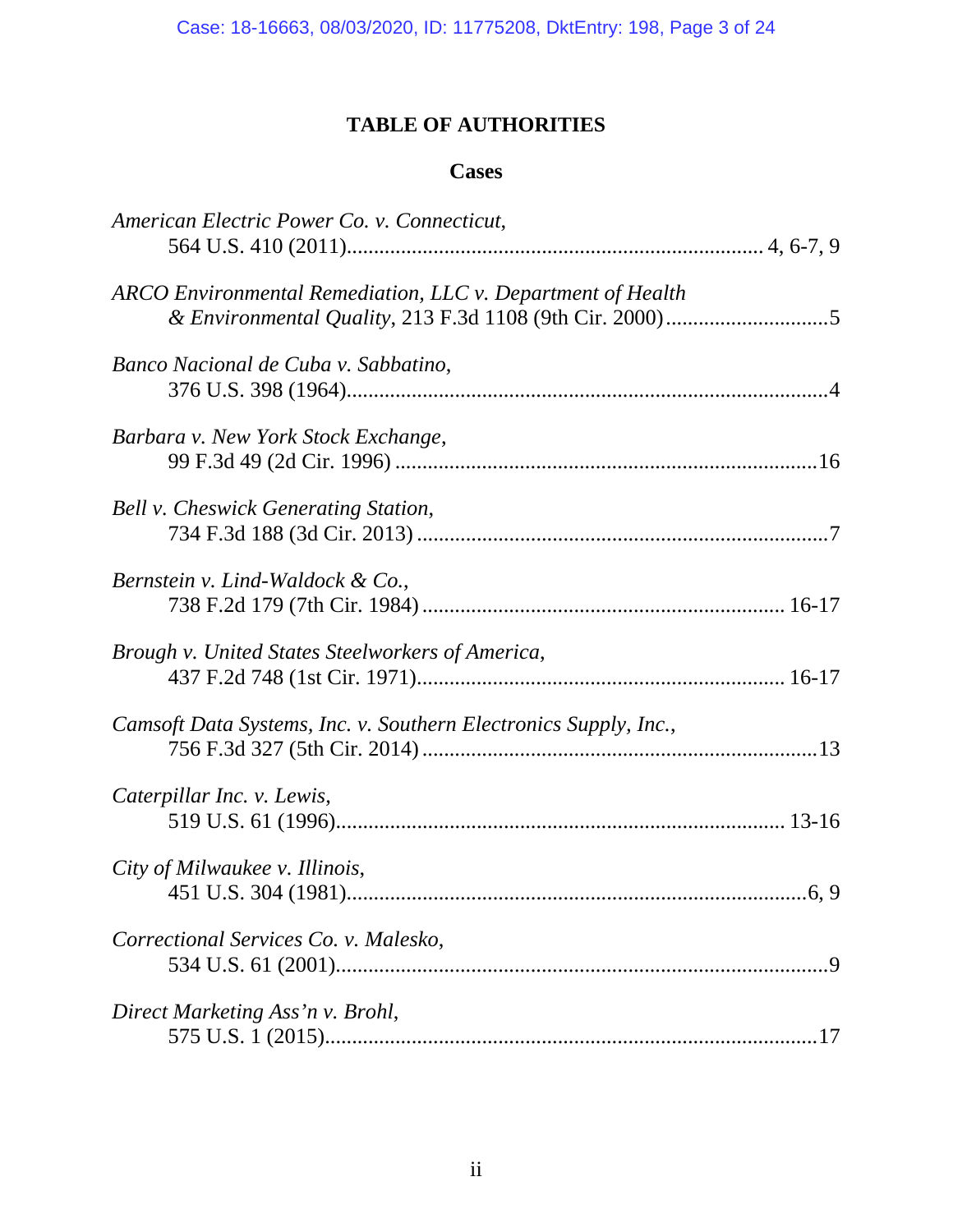# TABLE OF AUTHORITIES

## Cases

*American Electric Power Co. v. Connecticut*,
564 U.S. 410 (2011) ........................................................................... 4, 6-7, 9

*ARCO Environmental Remediation, LLC v. Department of Health & Environmental Quality*, 213 F.3d 1108 (9th Cir. 2000) ............................. 5

*Banco Nacional de Cuba v. Sabbatino*,
376 U.S. 398 (1964) ........................................................................................ 4

*Barbara v. New York Stock Exchange*,
99 F.3d 49 (2d Cir. 1996) ............................................................................. 16

*Bell v. Cheswick Generating Station*,
734 F.3d 188 (3d Cir. 2013) ........................................................................... 7

*Bernstein v. Lind-Waldock & Co.*,
738 F.2d 179 (7th Cir. 1984) .................................................................. 16-17

*Brough v. United States Steelworkers of America*,
437 F.2d 748 (1st Cir. 1971) .................................................................. 16-17

*Camsoft Data Systems, Inc. v. Southern Electronics Supply, Inc.*,
756 F.3d 327 (5th Cir. 2014) ........................................................................ 13

*Caterpillar Inc. v. Lewis*,
519 U.S. 61 (1996) .................................................................................. 13-16

*City of Milwaukee v. Illinois*,
451 U.S. 304 (1981) ..................................................................................... 6, 9

*Correctional Services Co. v. Malesko*,
534 U.S. 61 (2001) ........................................................................................... 9

*Direct Marketing Ass'n v. Brohl*,
575 U.S. 1 (2015) ........................................................................................... 17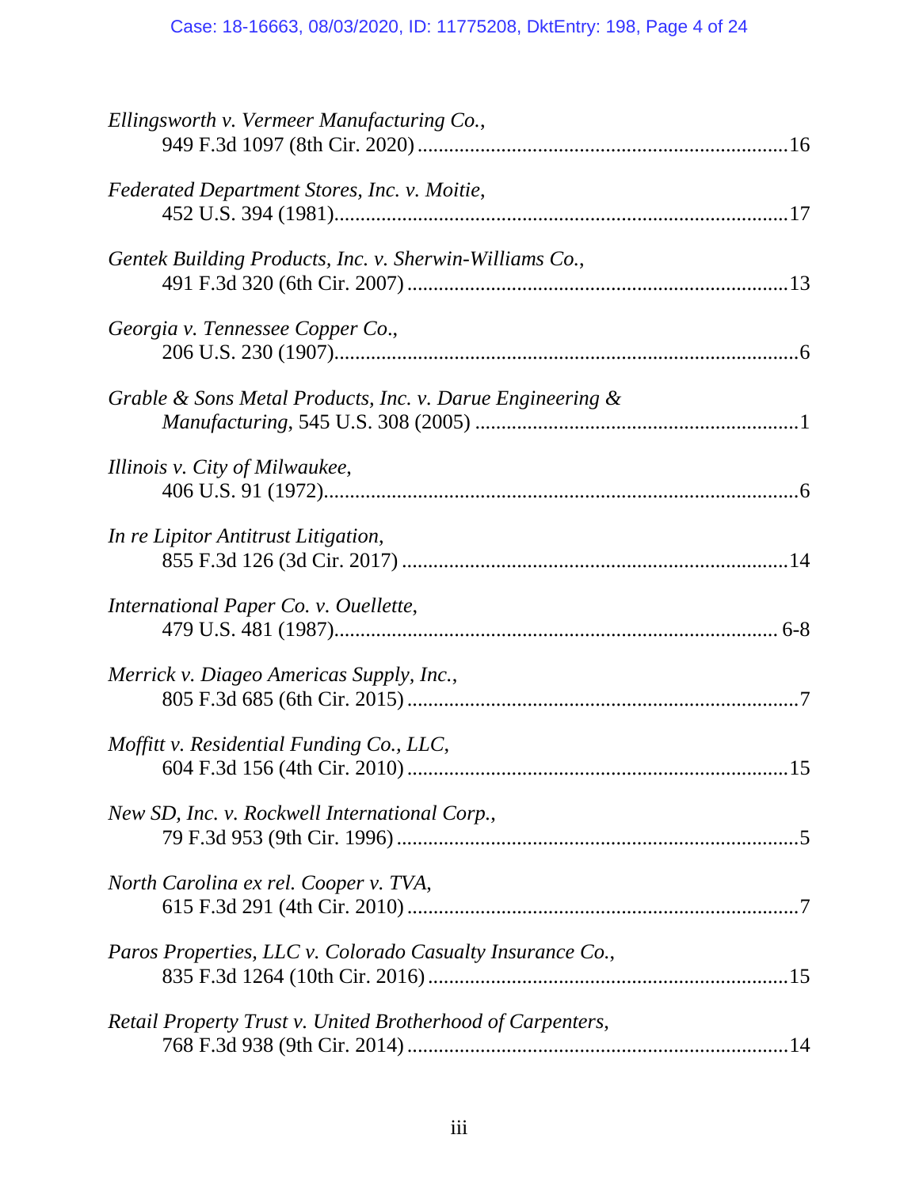*Ellingsworth v. Vermeer Manufacturing Co.*,
949 F.3d 1097 (8th Cir. 2020) ........................................................................16

*Federated Department Stores, Inc. v. Moitie*,
452 U.S. 394 (1981)........................................................................................17

*Gentek Building Products, Inc. v. Sherwin-Williams Co.*,
491 F.3d 320 (6th Cir. 2007) ..........................................................................13

*Georgia v. Tennessee Copper Co.*,
206 U.S. 230 (1907)..........................................................................................6

*Grable & Sons Metal Products, Inc. v. Darue Engineering & Manufacturing*, 545 U.S. 308 (2005) ..............................................................1

*Illinois v. City of Milwaukee*,
406 U.S. 91 (1972)............................................................................................6

*In re Lipitor Antitrust Litigation*,
855 F.3d 126 (3d Cir. 2017) ...........................................................................14

*International Paper Co. v. Ouellette*,
479 U.S. 481 (1987)...................................................................................... 6-8

*Merrick v. Diageo Americas Supply, Inc.*,
805 F.3d 685 (6th Cir. 2015) ............................................................................7

*Moffitt v. Residential Funding Co., LLC*,
604 F.3d 156 (4th Cir. 2010) ..........................................................................15

*New SD, Inc. v. Rockwell International Corp.*,
79 F.3d 953 (9th Cir. 1996) ..............................................................................5

*North Carolina ex rel. Cooper v. TVA*,
615 F.3d 291 (4th Cir. 2010) ............................................................................7

*Paros Properties, LLC v. Colorado Casualty Insurance Co.*,
835 F.3d 1264 (10th Cir. 2016) ......................................................................15

*Retail Property Trust v. United Brotherhood of Carpenters*,
768 F.3d 938 (9th Cir. 2014) ..........................................................................14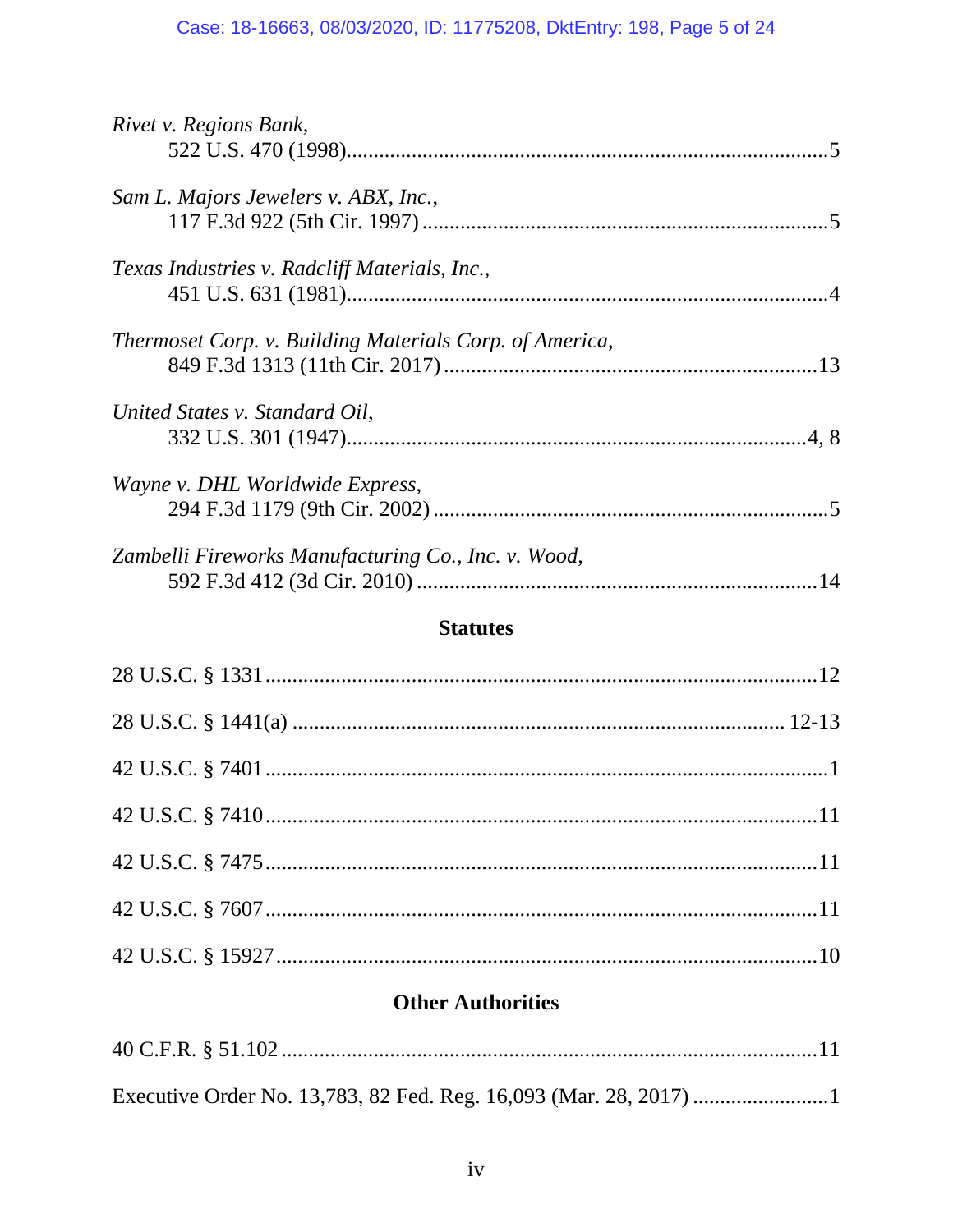*Rivet v. Regions Bank*,
522 U.S. 470 (1998)........................................................................................5

*Sam L. Majors Jewelers v. ABX, Inc.*,
117 F.3d 922 (5th Cir. 1997) ..........................................................................5

*Texas Industries v. Radcliff Materials, Inc.*,
451 U.S. 631 (1981)........................................................................................4

*Thermoset Corp. v. Building Materials Corp. of America*,
849 F.3d 1313 (11th Cir. 2017) .....................................................................13

*United States v. Standard Oil*,
332 U.S. 301 (1947).....................................................................................4, 8

*Wayne v. DHL Worldwide Express*,
294 F.3d 1179 (9th Cir. 2002) ........................................................................5

*Zambelli Fireworks Manufacturing Co., Inc. v. Wood*,
592 F.3d 412 (3d Cir. 2010) ..........................................................................14

## Statutes

28 U.S.C. § 1331.....................................................................................................12

28 U.S.C. § 1441(a) ........................................................................................ 12-13

42 U.S.C. § 7401.......................................................................................................1

42 U.S.C. § 7410.....................................................................................................11

42 U.S.C. § 7475.....................................................................................................11

42 U.S.C. § 7607.....................................................................................................11

42 U.S.C. § 15927...................................................................................................10

## Other Authorities

40 C.F.R. § 51.102...................................................................................................11

Executive Order No. 13,783, 82 Fed. Reg. 16,093 (Mar. 28, 2017) .........................1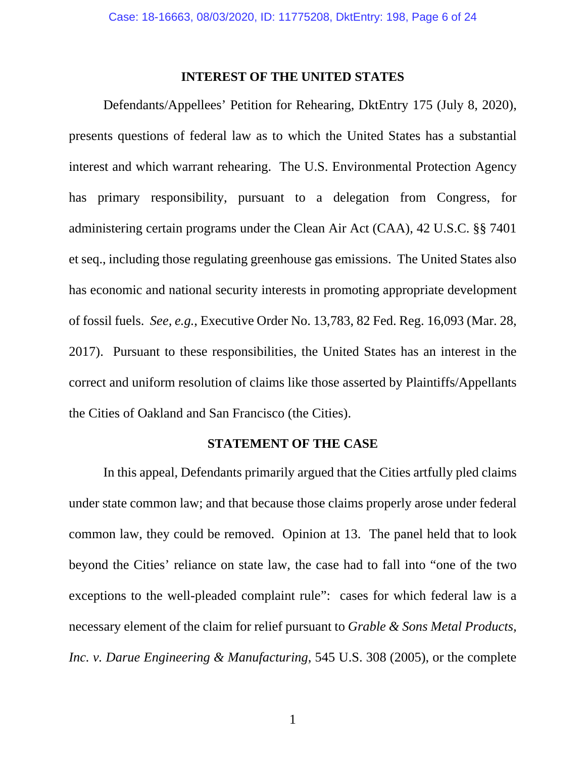## INTEREST OF THE UNITED STATES

Defendants/Appellees' Petition for Rehearing, DktEntry 175 (July 8, 2020), presents questions of federal law as to which the United States has a substantial interest and which warrant rehearing. The U.S. Environmental Protection Agency has primary responsibility, pursuant to a delegation from Congress, for administering certain programs under the Clean Air Act (CAA), 42 U.S.C. §§ 7401 et seq., including those regulating greenhouse gas emissions. The United States also has economic and national security interests in promoting appropriate development of fossil fuels. *See, e.g.*, Executive Order No. 13,783, 82 Fed. Reg. 16,093 (Mar. 28, 2017). Pursuant to these responsibilities, the United States has an interest in the correct and uniform resolution of claims like those asserted by Plaintiffs/Appellants the Cities of Oakland and San Francisco (the Cities).

## STATEMENT OF THE CASE

In this appeal, Defendants primarily argued that the Cities artfully pled claims under state common law; and that because those claims properly arose under federal common law, they could be removed. Opinion at 13. The panel held that to look beyond the Cities' reliance on state law, the case had to fall into "one of the two exceptions to the well-pleaded complaint rule": cases for which federal law is a necessary element of the claim for relief pursuant to *Grable & Sons Metal Products, Inc. v. Darue Engineering & Manufacturing*, 545 U.S. 308 (2005), or the complete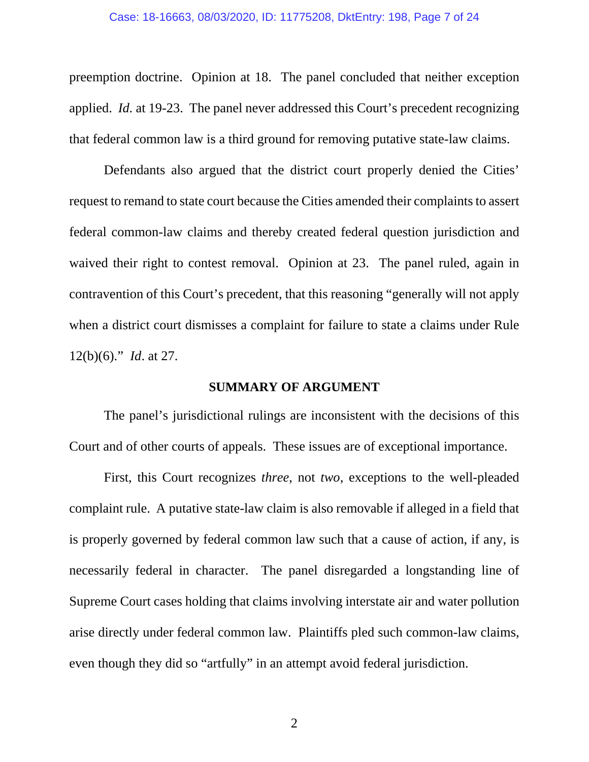preemption doctrine. Opinion at 18. The panel concluded that neither exception applied. *Id.* at 19-23. The panel never addressed this Court's precedent recognizing that federal common law is a third ground for removing putative state-law claims.

Defendants also argued that the district court properly denied the Cities' request to remand to state court because the Cities amended their complaints to assert federal common-law claims and thereby created federal question jurisdiction and waived their right to contest removal. Opinion at 23. The panel ruled, again in contravention of this Court's precedent, that this reasoning "generally will not apply when a district court dismisses a complaint for failure to state a claims under Rule 12(b)(6)." *Id*. at 27.

## SUMMARY OF ARGUMENT

The panel's jurisdictional rulings are inconsistent with the decisions of this Court and of other courts of appeals. These issues are of exceptional importance.

First, this Court recognizes *three*, not *two*, exceptions to the well-pleaded complaint rule. A putative state-law claim is also removable if alleged in a field that is properly governed by federal common law such that a cause of action, if any, is necessarily federal in character. The panel disregarded a longstanding line of Supreme Court cases holding that claims involving interstate air and water pollution arise directly under federal common law. Plaintiffs pled such common-law claims, even though they did so "artfully" in an attempt avoid federal jurisdiction.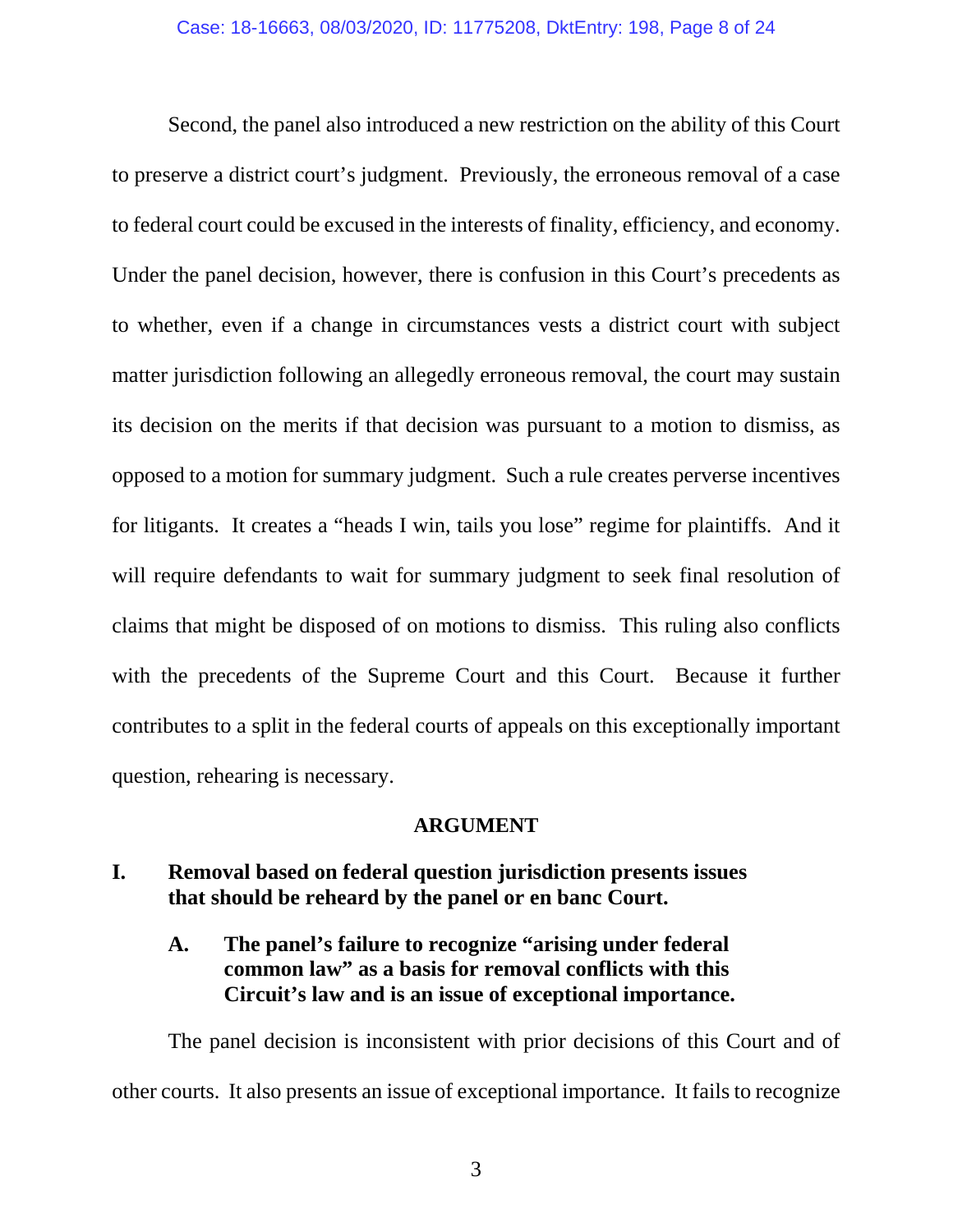Second, the panel also introduced a new restriction on the ability of this Court to preserve a district court's judgment. Previously, the erroneous removal of a case to federal court could be excused in the interests of finality, efficiency, and economy. Under the panel decision, however, there is confusion in this Court's precedents as to whether, even if a change in circumstances vests a district court with subject matter jurisdiction following an allegedly erroneous removal, the court may sustain its decision on the merits if that decision was pursuant to a motion to dismiss, as opposed to a motion for summary judgment. Such a rule creates perverse incentives for litigants. It creates a "heads I win, tails you lose" regime for plaintiffs. And it will require defendants to wait for summary judgment to seek final resolution of claims that might be disposed of on motions to dismiss. This ruling also conflicts with the precedents of the Supreme Court and this Court. Because it further contributes to a split in the federal courts of appeals on this exceptionally important question, rehearing is necessary.

## ARGUMENT

### I. Removal based on federal question jurisdiction presents issues that should be reheard by the panel or en banc Court.

#### A. The panel's failure to recognize "arising under federal common law" as a basis for removal conflicts with this Circuit's law and is an issue of exceptional importance.

The panel decision is inconsistent with prior decisions of this Court and of other courts. It also presents an issue of exceptional importance. It fails to recognize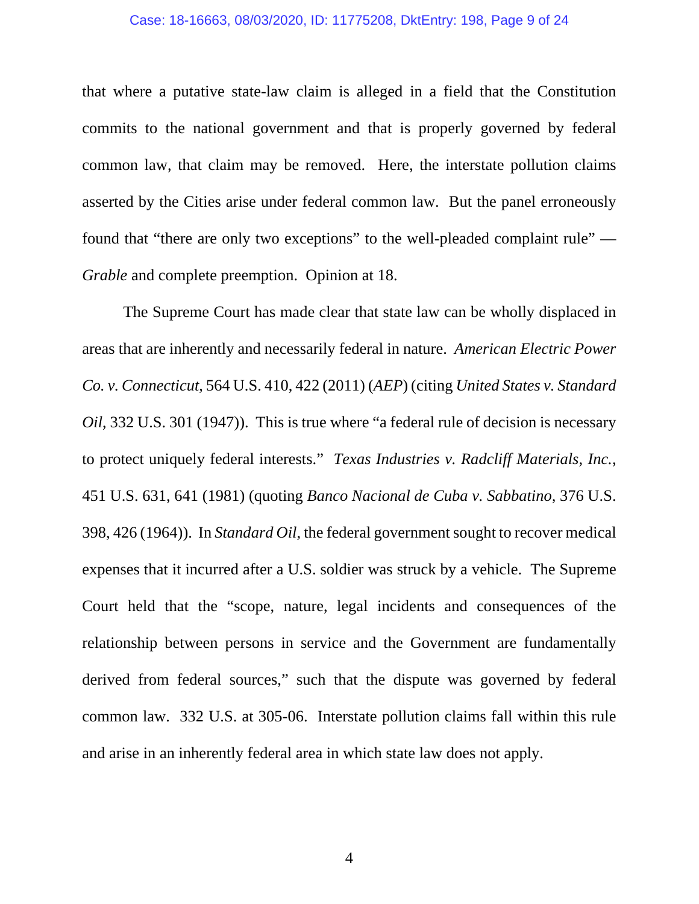that where a putative state-law claim is alleged in a field that the Constitution commits to the national government and that is properly governed by federal common law, that claim may be removed. Here, the interstate pollution claims asserted by the Cities arise under federal common law. But the panel erroneously found that "there are only two exceptions" to the well-pleaded complaint rule" — *Grable* and complete preemption. Opinion at 18.

The Supreme Court has made clear that state law can be wholly displaced in areas that are inherently and necessarily federal in nature. *American Electric Power Co. v. Connecticut*, 564 U.S. 410, 422 (2011) (*AEP*) (citing *United States v. Standard Oil*, 332 U.S. 301 (1947)). This is true where "a federal rule of decision is necessary to protect uniquely federal interests." *Texas Industries v. Radcliff Materials, Inc.*, 451 U.S. 631, 641 (1981) (quoting *Banco Nacional de Cuba v. Sabbatino,* 376 U.S. 398, 426 (1964)). In *Standard Oil*, the federal government sought to recover medical expenses that it incurred after a U.S. soldier was struck by a vehicle. The Supreme Court held that the "scope, nature, legal incidents and consequences of the relationship between persons in service and the Government are fundamentally derived from federal sources," such that the dispute was governed by federal common law. 332 U.S. at 305-06. Interstate pollution claims fall within this rule and arise in an inherently federal area in which state law does not apply.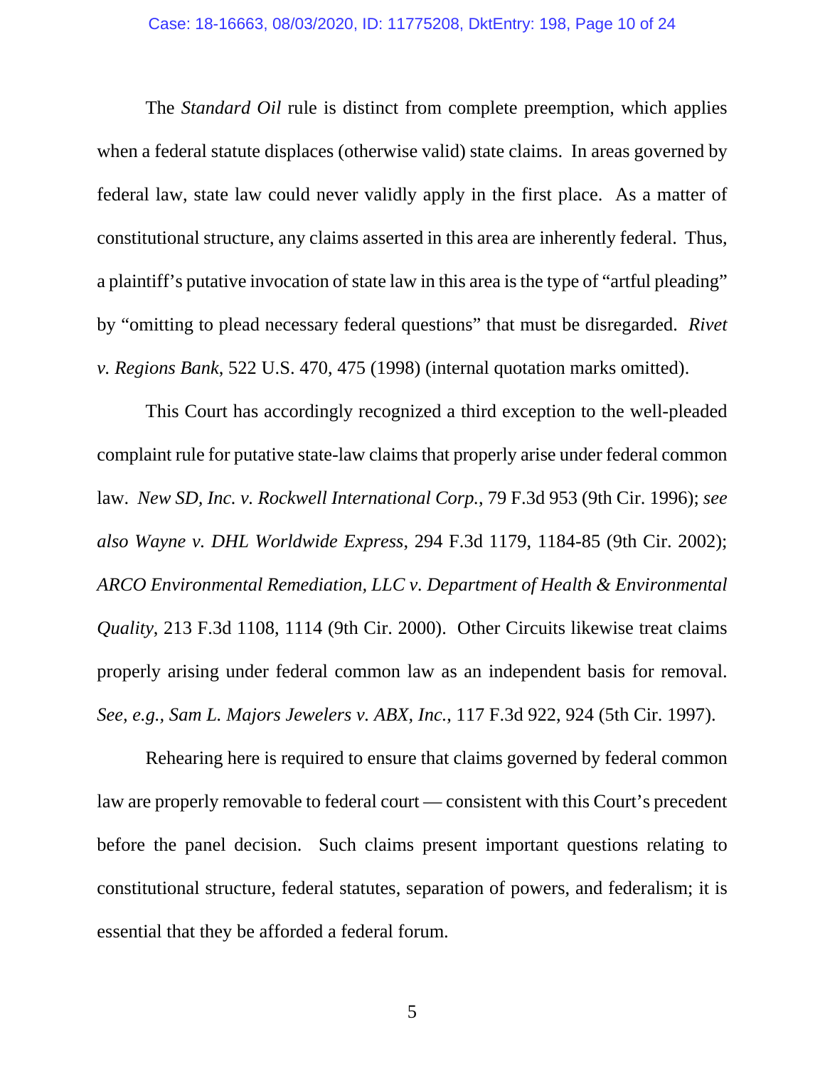The *Standard Oil* rule is distinct from complete preemption, which applies when a federal statute displaces (otherwise valid) state claims. In areas governed by federal law, state law could never validly apply in the first place. As a matter of constitutional structure, any claims asserted in this area are inherently federal. Thus, a plaintiff's putative invocation of state law in this area is the type of "artful pleading" by "omitting to plead necessary federal questions" that must be disregarded. *Rivet v. Regions Bank*, 522 U.S. 470, 475 (1998) (internal quotation marks omitted).

This Court has accordingly recognized a third exception to the well-pleaded complaint rule for putative state-law claims that properly arise under federal common law. *New SD, Inc. v. Rockwell International Corp.*, 79 F.3d 953 (9th Cir. 1996); *see also Wayne v. DHL Worldwide Express*, 294 F.3d 1179, 1184-85 (9th Cir. 2002); *ARCO Environmental Remediation, LLC v. Department of Health & Environmental Quality*, 213 F.3d 1108, 1114 (9th Cir. 2000). Other Circuits likewise treat claims properly arising under federal common law as an independent basis for removal. *See, e.g., Sam L. Majors Jewelers v. ABX, Inc.*, 117 F.3d 922, 924 (5th Cir. 1997).

Rehearing here is required to ensure that claims governed by federal common law are properly removable to federal court — consistent with this Court's precedent before the panel decision. Such claims present important questions relating to constitutional structure, federal statutes, separation of powers, and federalism; it is essential that they be afforded a federal forum.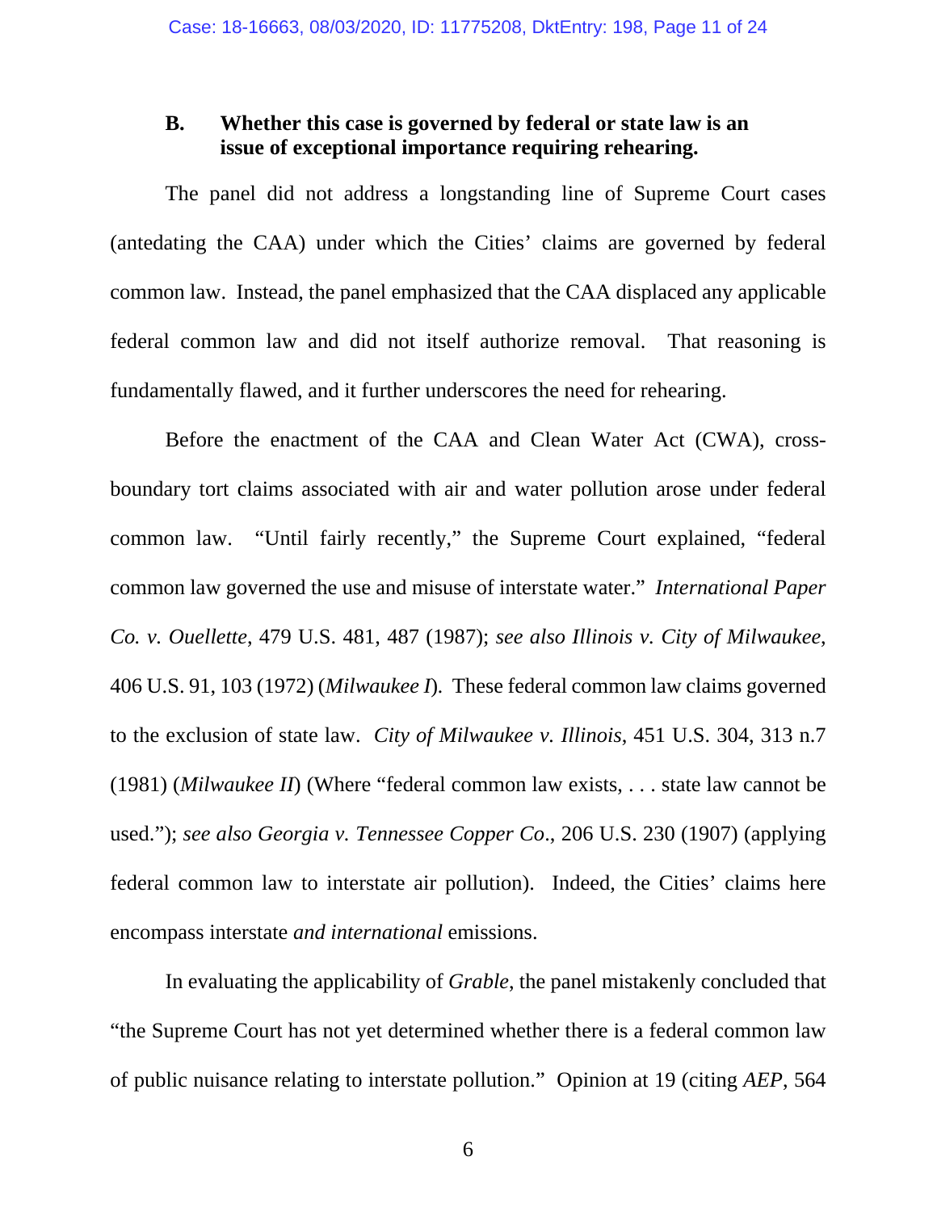### B. Whether this case is governed by federal or state law is an issue of exceptional importance requiring rehearing.

The panel did not address a longstanding line of Supreme Court cases (antedating the CAA) under which the Cities' claims are governed by federal common law. Instead, the panel emphasized that the CAA displaced any applicable federal common law and did not itself authorize removal. That reasoning is fundamentally flawed, and it further underscores the need for rehearing.

Before the enactment of the CAA and Clean Water Act (CWA), cross-boundary tort claims associated with air and water pollution arose under federal common law. "Until fairly recently," the Supreme Court explained, "federal common law governed the use and misuse of interstate water." *International Paper Co. v. Ouellette*, 479 U.S. 481, 487 (1987); *see also Illinois v. City of Milwaukee*, 406 U.S. 91, 103 (1972) (*Milwaukee I*). These federal common law claims governed to the exclusion of state law. *City of Milwaukee v. Illinois*, 451 U.S. 304, 313 n.7 (1981) (*Milwaukee II*) (Where "federal common law exists, . . . state law cannot be used."); *see also Georgia v. Tennessee Copper Co*., 206 U.S. 230 (1907) (applying federal common law to interstate air pollution). Indeed, the Cities' claims here encompass interstate *and international* emissions.

In evaluating the applicability of *Grable*, the panel mistakenly concluded that "the Supreme Court has not yet determined whether there is a federal common law of public nuisance relating to interstate pollution." Opinion at 19 (citing *AEP*, 564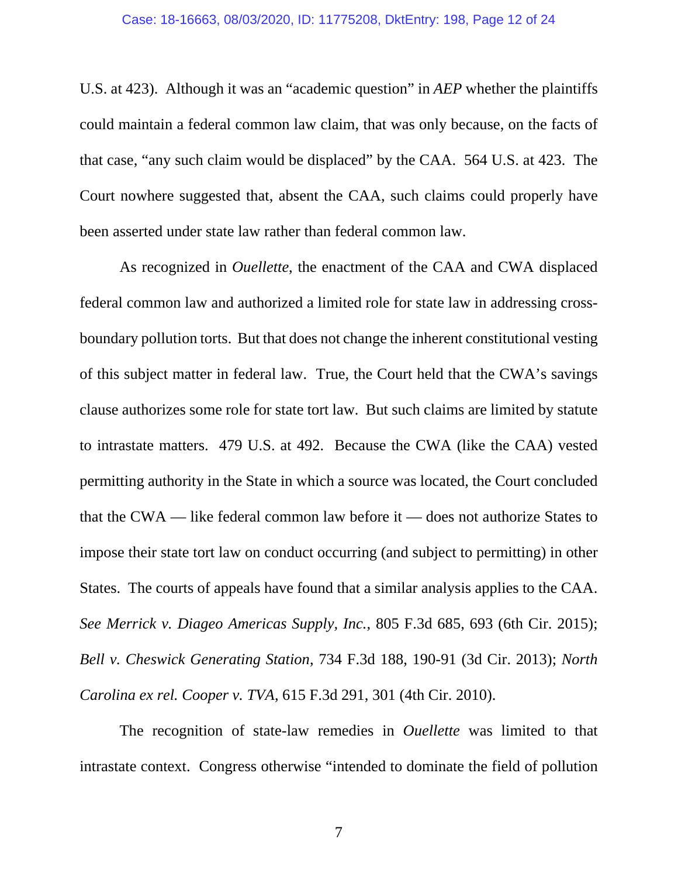U.S. at 423). Although it was an "academic question" in *AEP* whether the plaintiffs could maintain a federal common law claim, that was only because, on the facts of that case, "any such claim would be displaced" by the CAA. 564 U.S. at 423. The Court nowhere suggested that, absent the CAA, such claims could properly have been asserted under state law rather than federal common law.

As recognized in *Ouellette*, the enactment of the CAA and CWA displaced federal common law and authorized a limited role for state law in addressing cross-boundary pollution torts. But that does not change the inherent constitutional vesting of this subject matter in federal law. True, the Court held that the CWA's savings clause authorizes some role for state tort law. But such claims are limited by statute to intrastate matters. 479 U.S. at 492. Because the CWA (like the CAA) vested permitting authority in the State in which a source was located, the Court concluded that the CWA — like federal common law before it — does not authorize States to impose their state tort law on conduct occurring (and subject to permitting) in other States. The courts of appeals have found that a similar analysis applies to the CAA. *See Merrick v. Diageo Americas Supply, Inc.*, 805 F.3d 685, 693 (6th Cir. 2015); *Bell v. Cheswick Generating Station*, 734 F.3d 188, 190-91 (3d Cir. 2013); *North Carolina ex rel. Cooper v. TVA*, 615 F.3d 291, 301 (4th Cir. 2010).

The recognition of state-law remedies in *Ouellette* was limited to that intrastate context. Congress otherwise "intended to dominate the field of pollution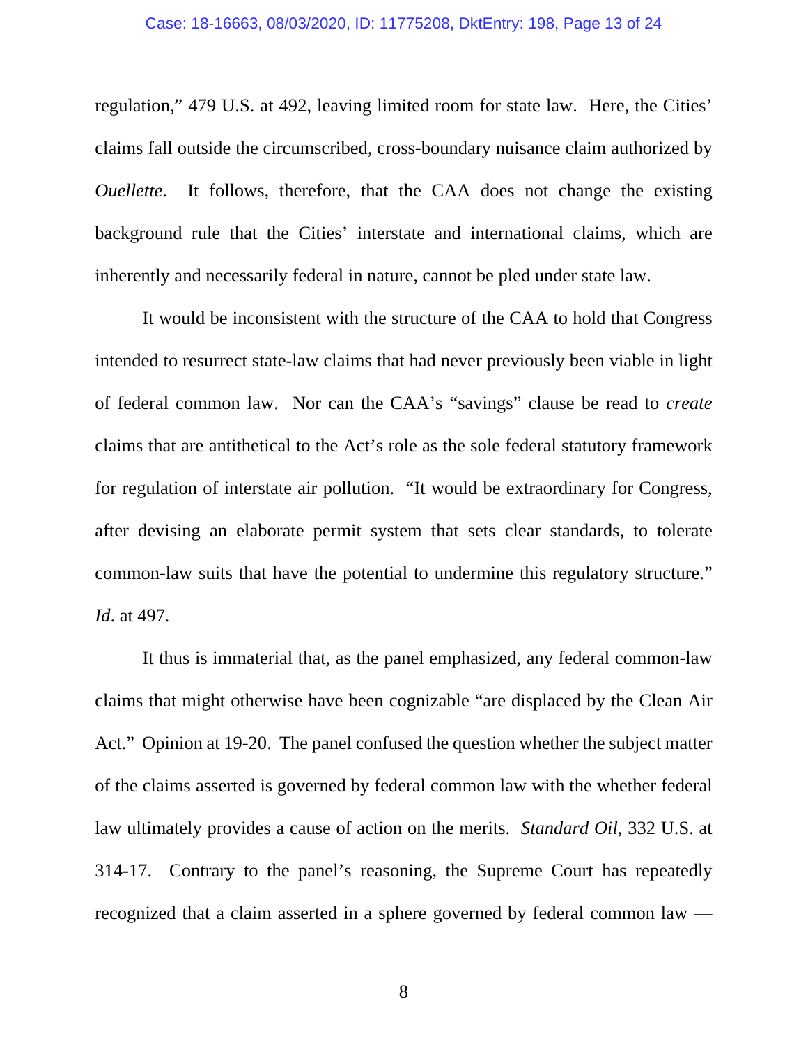regulation," 479 U.S. at 492, leaving limited room for state law. Here, the Cities' claims fall outside the circumscribed, cross-boundary nuisance claim authorized by *Ouellette*. It follows, therefore, that the CAA does not change the existing background rule that the Cities' interstate and international claims, which are inherently and necessarily federal in nature, cannot be pled under state law.

It would be inconsistent with the structure of the CAA to hold that Congress intended to resurrect state-law claims that had never previously been viable in light of federal common law. Nor can the CAA's "savings" clause be read to *create* claims that are antithetical to the Act's role as the sole federal statutory framework for regulation of interstate air pollution. "It would be extraordinary for Congress, after devising an elaborate permit system that sets clear standards, to tolerate common-law suits that have the potential to undermine this regulatory structure." *Id*. at 497.

It thus is immaterial that, as the panel emphasized, any federal common-law claims that might otherwise have been cognizable "are displaced by the Clean Air Act." Opinion at 19-20. The panel confused the question whether the subject matter of the claims asserted is governed by federal common law with the whether federal law ultimately provides a cause of action on the merits. *Standard Oil*, 332 U.S. at 314-17. Contrary to the panel's reasoning, the Supreme Court has repeatedly recognized that a claim asserted in a sphere governed by federal common law —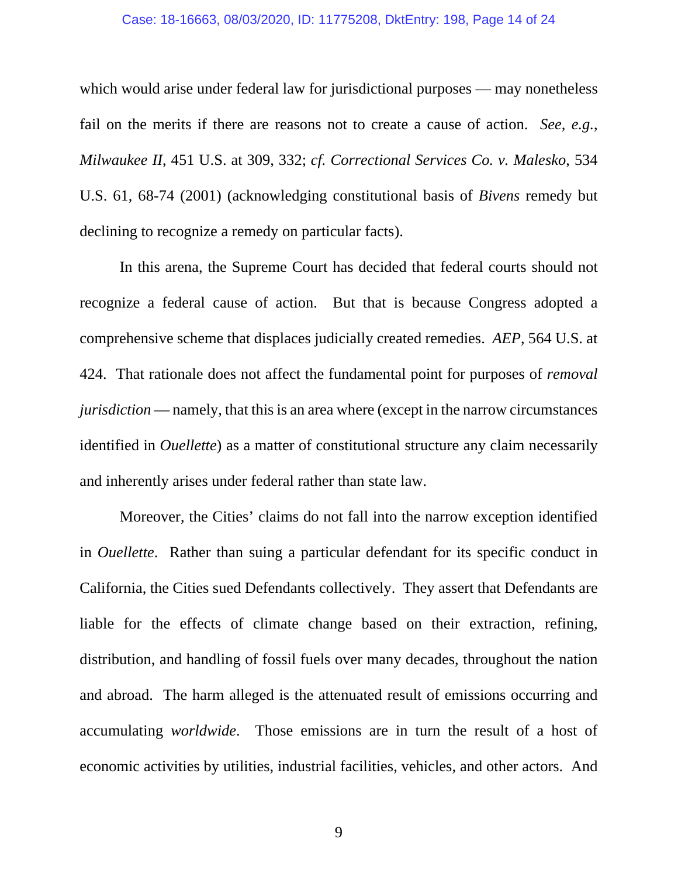which would arise under federal law for jurisdictional purposes — may nonetheless fail on the merits if there are reasons not to create a cause of action. *See, e.g.*, *Milwaukee II*, 451 U.S. at 309, 332; *cf. Correctional Services Co. v. Malesko*, 534 U.S. 61, 68-74 (2001) (acknowledging constitutional basis of *Bivens* remedy but declining to recognize a remedy on particular facts).

In this arena, the Supreme Court has decided that federal courts should not recognize a federal cause of action. But that is because Congress adopted a comprehensive scheme that displaces judicially created remedies. *AEP*, 564 U.S. at 424. That rationale does not affect the fundamental point for purposes of *removal jurisdiction* — namely, that this is an area where (except in the narrow circumstances identified in *Ouellette*) as a matter of constitutional structure any claim necessarily and inherently arises under federal rather than state law.

Moreover, the Cities' claims do not fall into the narrow exception identified in *Ouellette*. Rather than suing a particular defendant for its specific conduct in California, the Cities sued Defendants collectively. They assert that Defendants are liable for the effects of climate change based on their extraction, refining, distribution, and handling of fossil fuels over many decades, throughout the nation and abroad. The harm alleged is the attenuated result of emissions occurring and accumulating *worldwide*. Those emissions are in turn the result of a host of economic activities by utilities, industrial facilities, vehicles, and other actors. And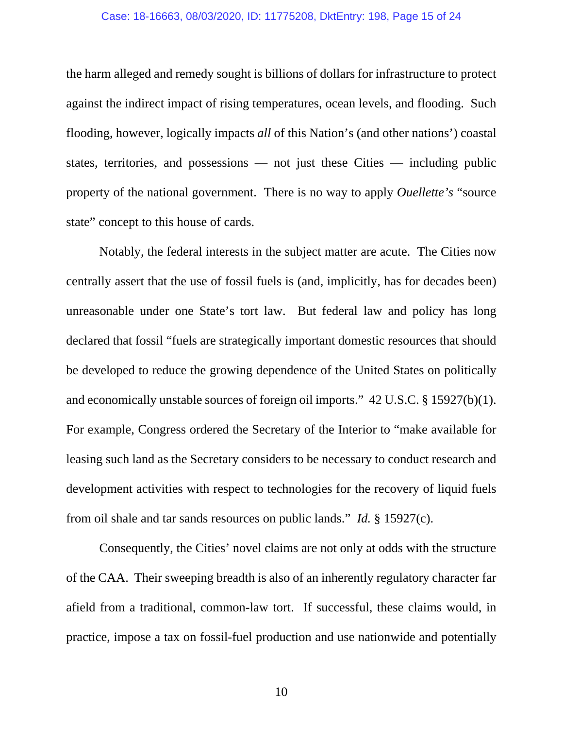the harm alleged and remedy sought is billions of dollars for infrastructure to protect against the indirect impact of rising temperatures, ocean levels, and flooding. Such flooding, however, logically impacts *all* of this Nation's (and other nations') coastal states, territories, and possessions — not just these Cities — including public property of the national government. There is no way to apply *Ouellette's* "source state" concept to this house of cards.

Notably, the federal interests in the subject matter are acute. The Cities now centrally assert that the use of fossil fuels is (and, implicitly, has for decades been) unreasonable under one State's tort law. But federal law and policy has long declared that fossil "fuels are strategically important domestic resources that should be developed to reduce the growing dependence of the United States on politically and economically unstable sources of foreign oil imports." 42 U.S.C. § 15927(b)(1). For example, Congress ordered the Secretary of the Interior to "make available for leasing such land as the Secretary considers to be necessary to conduct research and development activities with respect to technologies for the recovery of liquid fuels from oil shale and tar sands resources on public lands." *Id.* § 15927(c).

Consequently, the Cities' novel claims are not only at odds with the structure of the CAA. Their sweeping breadth is also of an inherently regulatory character far afield from a traditional, common-law tort. If successful, these claims would, in practice, impose a tax on fossil-fuel production and use nationwide and potentially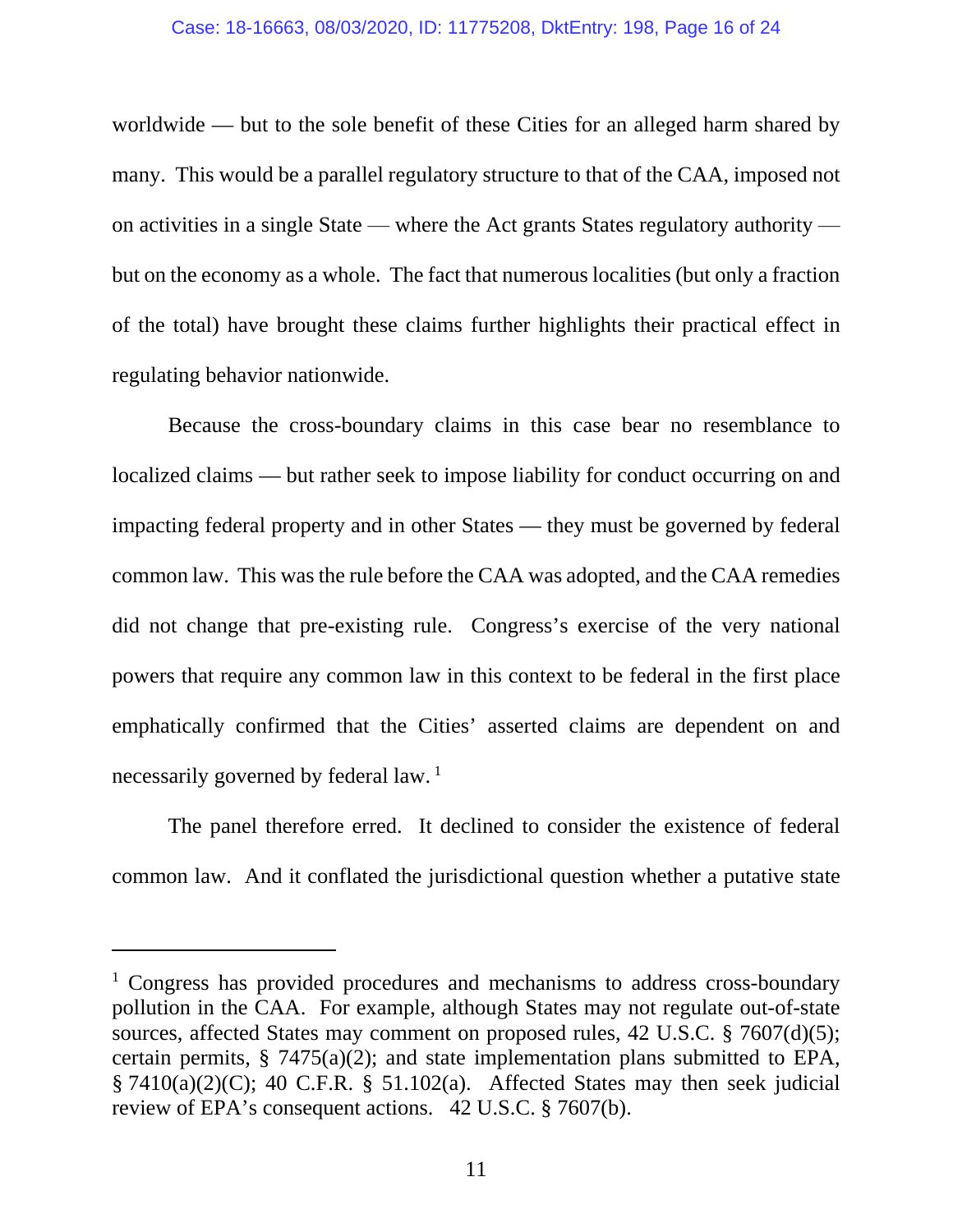worldwide — but to the sole benefit of these Cities for an alleged harm shared by many. This would be a parallel regulatory structure to that of the CAA, imposed not on activities in a single State — where the Act grants States regulatory authority — but on the economy as a whole. The fact that numerous localities (but only a fraction of the total) have brought these claims further highlights their practical effect in regulating behavior nationwide.

Because the cross-boundary claims in this case bear no resemblance to localized claims — but rather seek to impose liability for conduct occurring on and impacting federal property and in other States — they must be governed by federal common law. This was the rule before the CAA was adopted, and the CAA remedies did not change that pre-existing rule. Congress's exercise of the very national powers that require any common law in this context to be federal in the first place emphatically confirmed that the Cities' asserted claims are dependent on and necessarily governed by federal law. [1]

The panel therefore erred. It declined to consider the existence of federal common law. And it conflated the jurisdictional question whether a putative state

---

[1] Congress has provided procedures and mechanisms to address cross-boundary pollution in the CAA. For example, although States may not regulate out-of-state sources, affected States may comment on proposed rules, 42 U.S.C. § 7607(d)(5); certain permits, § 7475(a)(2); and state implementation plans submitted to EPA, § 7410(a)(2)(C); 40 C.F.R. § 51.102(a). Affected States may then seek judicial review of EPA's consequent actions. 42 U.S.C. § 7607(b).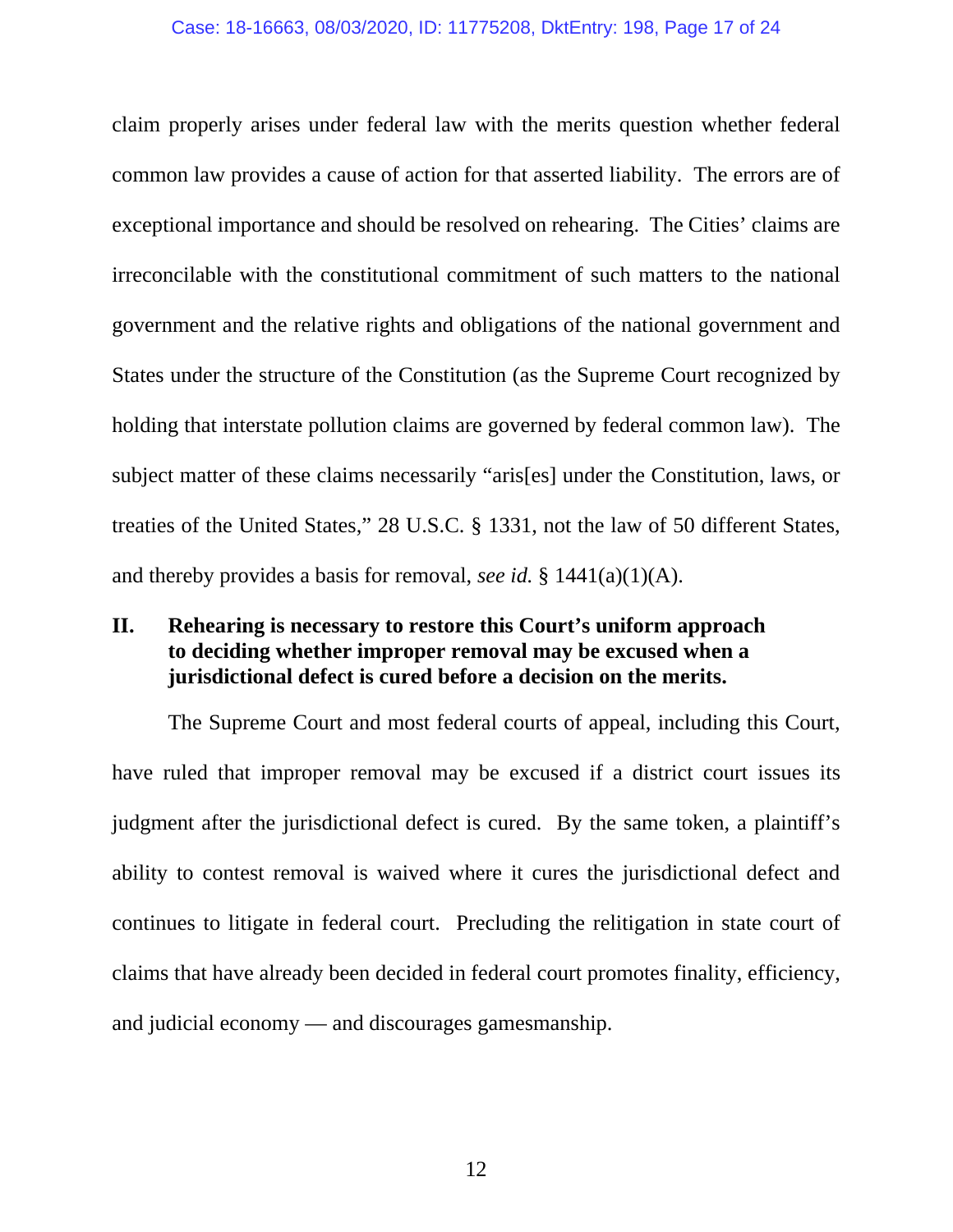claim properly arises under federal law with the merits question whether federal common law provides a cause of action for that asserted liability. The errors are of exceptional importance and should be resolved on rehearing. The Cities' claims are irreconcilable with the constitutional commitment of such matters to the national government and the relative rights and obligations of the national government and States under the structure of the Constitution (as the Supreme Court recognized by holding that interstate pollution claims are governed by federal common law). The subject matter of these claims necessarily "aris[es] under the Constitution, laws, or treaties of the United States," 28 U.S.C. § 1331, not the law of 50 different States, and thereby provides a basis for removal, *see id.* § 1441(a)(1)(A).

## II. Rehearing is necessary to restore this Court's uniform approach to deciding whether improper removal may be excused when a jurisdictional defect is cured before a decision on the merits.

The Supreme Court and most federal courts of appeal, including this Court, have ruled that improper removal may be excused if a district court issues its judgment after the jurisdictional defect is cured. By the same token, a plaintiff's ability to contest removal is waived where it cures the jurisdictional defect and continues to litigate in federal court. Precluding the relitigation in state court of claims that have already been decided in federal court promotes finality, efficiency, and judicial economy — and discourages gamesmanship.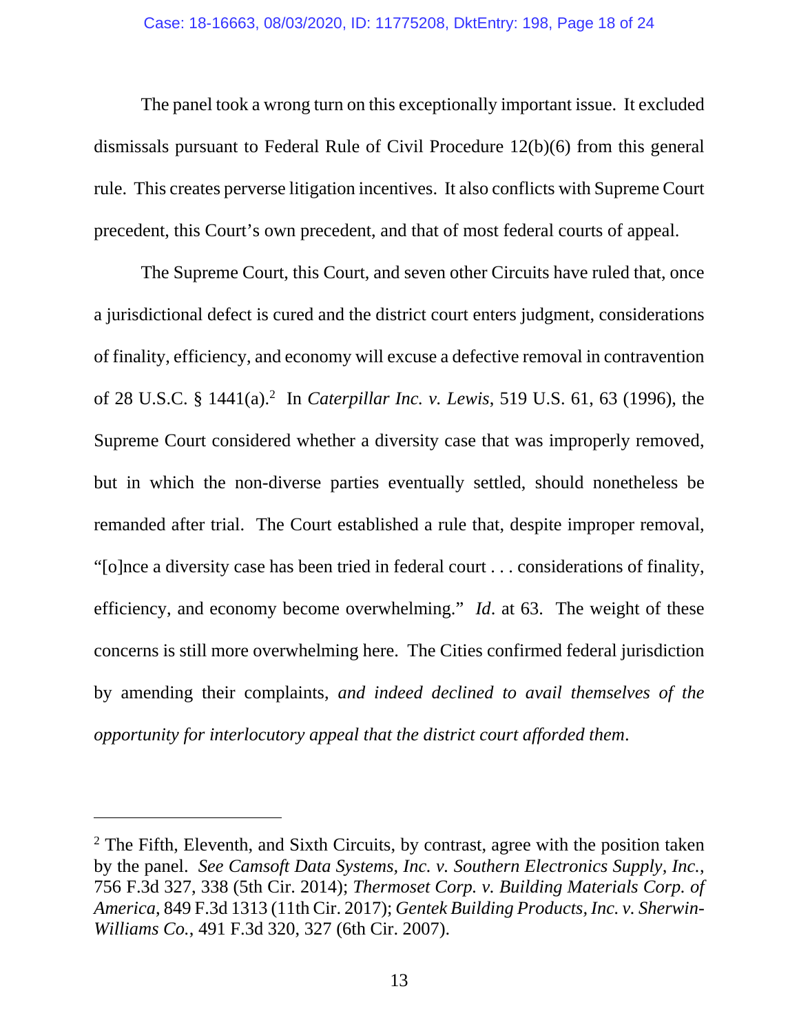The panel took a wrong turn on this exceptionally important issue. It excluded dismissals pursuant to Federal Rule of Civil Procedure 12(b)(6) from this general rule. This creates perverse litigation incentives. It also conflicts with Supreme Court precedent, this Court's own precedent, and that of most federal courts of appeal.

The Supreme Court, this Court, and seven other Circuits have ruled that, once a jurisdictional defect is cured and the district court enters judgment, considerations of finality, efficiency, and economy will excuse a defective removal in contravention of 28 U.S.C. § 1441(a).[2] In *Caterpillar Inc. v. Lewis*, 519 U.S. 61, 63 (1996), the Supreme Court considered whether a diversity case that was improperly removed, but in which the non-diverse parties eventually settled, should nonetheless be remanded after trial. The Court established a rule that, despite improper removal, "[o]nce a diversity case has been tried in federal court . . . considerations of finality, efficiency, and economy become overwhelming." *Id*. at 63. The weight of these concerns is still more overwhelming here. The Cities confirmed federal jurisdiction by amending their complaints, *and indeed declined to avail themselves of the opportunity for interlocutory appeal that the district court afforded them*.

---

[2] The Fifth, Eleventh, and Sixth Circuits, by contrast, agree with the position taken by the panel. *See Camsoft Data Systems, Inc. v. Southern Electronics Supply, Inc.*, 756 F.3d 327, 338 (5th Cir. 2014); *Thermoset Corp. v. Building Materials Corp. of America*, 849 F.3d 1313 (11th Cir. 2017); *Gentek Building Products, Inc. v. Sherwin-Williams Co.*, 491 F.3d 320, 327 (6th Cir. 2007).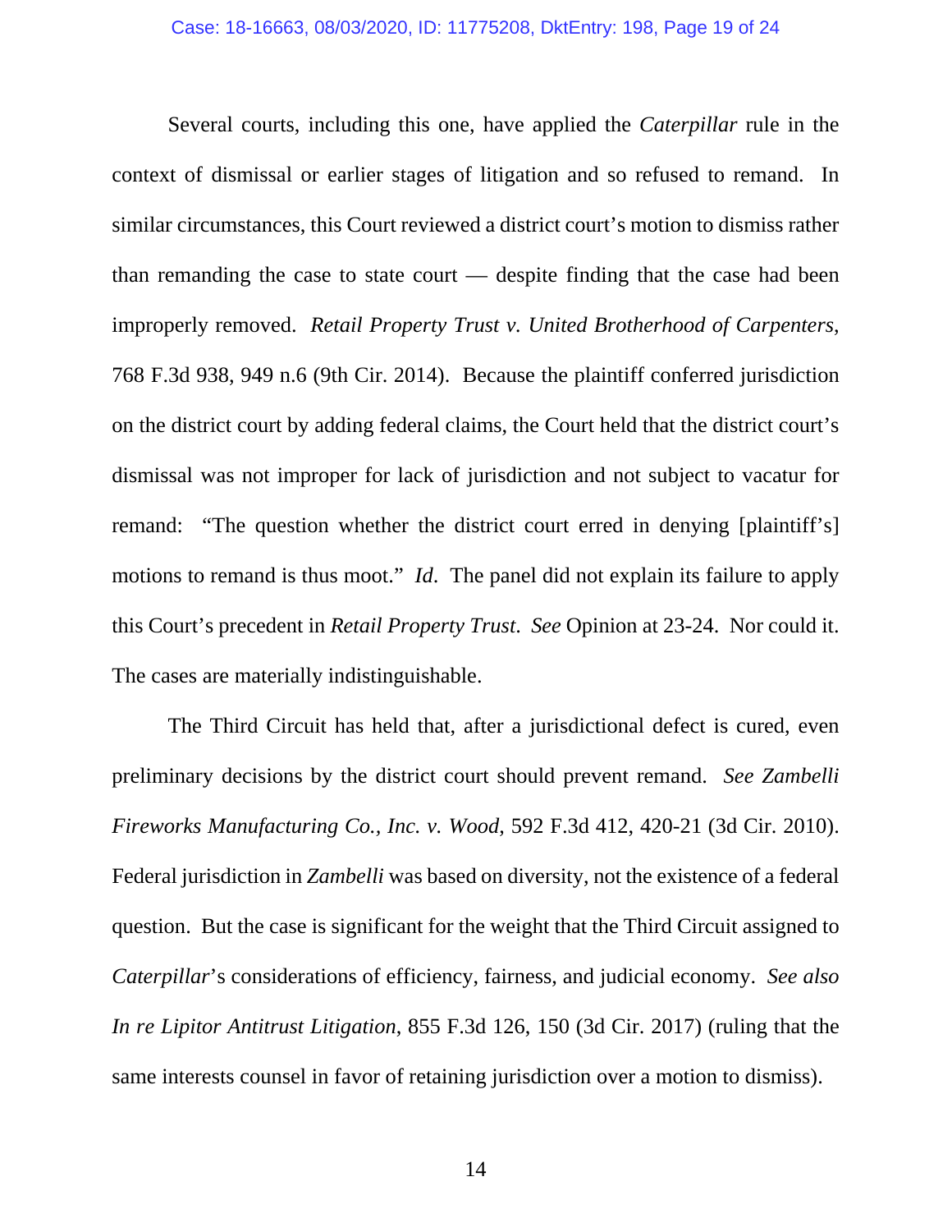Several courts, including this one, have applied the *Caterpillar* rule in the context of dismissal or earlier stages of litigation and so refused to remand. In similar circumstances, this Court reviewed a district court's motion to dismiss rather than remanding the case to state court — despite finding that the case had been improperly removed. *Retail Property Trust v. United Brotherhood of Carpenters*, 768 F.3d 938, 949 n.6 (9th Cir. 2014). Because the plaintiff conferred jurisdiction on the district court by adding federal claims, the Court held that the district court's dismissal was not improper for lack of jurisdiction and not subject to vacatur for remand: "The question whether the district court erred in denying [plaintiff's] motions to remand is thus moot." *Id*. The panel did not explain its failure to apply this Court's precedent in *Retail Property Trust*. *See* Opinion at 23-24. Nor could it. The cases are materially indistinguishable.

The Third Circuit has held that, after a jurisdictional defect is cured, even preliminary decisions by the district court should prevent remand. *See Zambelli Fireworks Manufacturing Co., Inc. v. Wood*, 592 F.3d 412, 420-21 (3d Cir. 2010). Federal jurisdiction in *Zambelli* was based on diversity, not the existence of a federal question. But the case is significant for the weight that the Third Circuit assigned to *Caterpillar*'s considerations of efficiency, fairness, and judicial economy. *See also In re Lipitor Antitrust Litigation*, 855 F.3d 126, 150 (3d Cir. 2017) (ruling that the same interests counsel in favor of retaining jurisdiction over a motion to dismiss).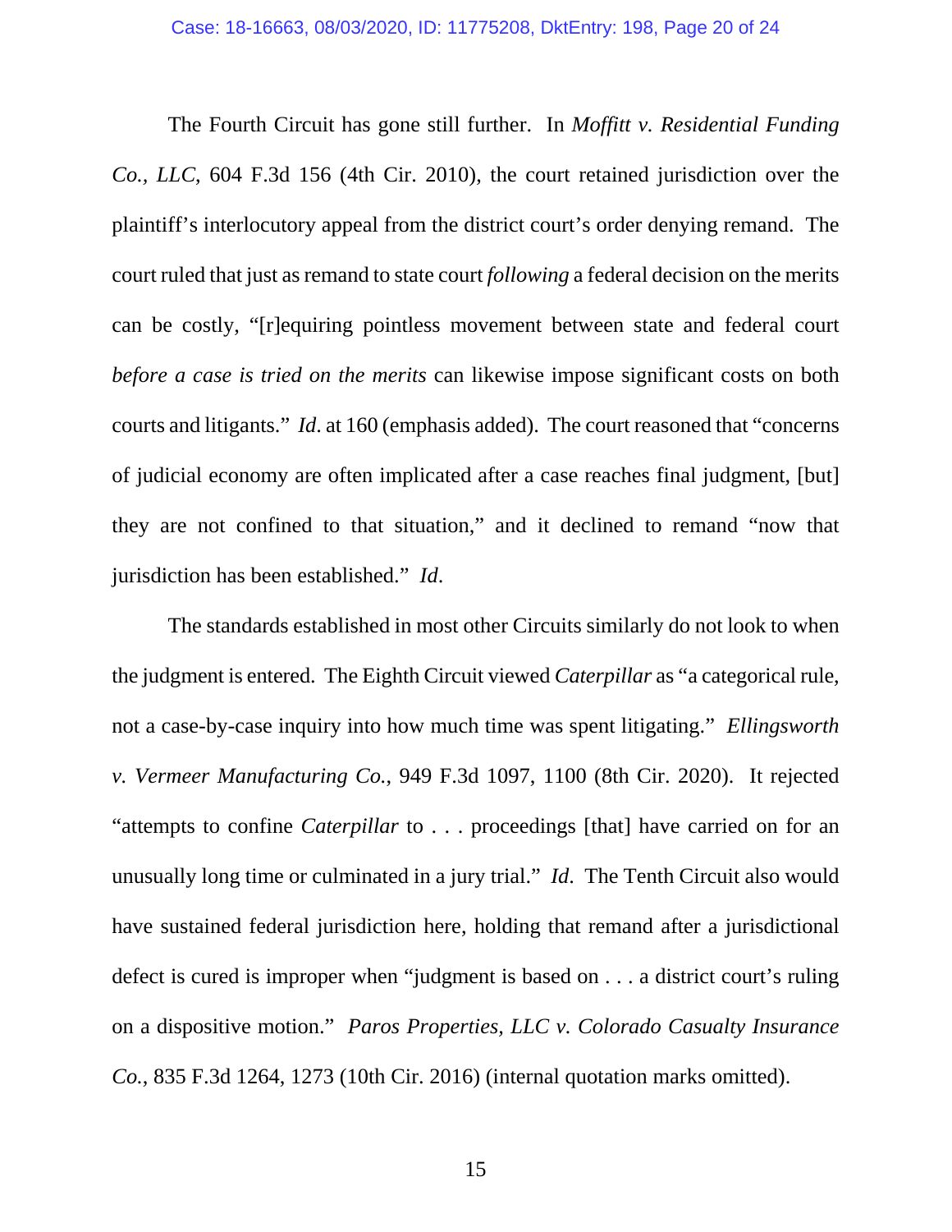The Fourth Circuit has gone still further. In *Moffitt v. Residential Funding Co., LLC*, 604 F.3d 156 (4th Cir. 2010), the court retained jurisdiction over the plaintiff's interlocutory appeal from the district court's order denying remand. The court ruled that just as remand to state court *following* a federal decision on the merits can be costly, "[r]equiring pointless movement between state and federal court *before a case is tried on the merits* can likewise impose significant costs on both courts and litigants." *Id*. at 160 (emphasis added). The court reasoned that "concerns of judicial economy are often implicated after a case reaches final judgment, [but] they are not confined to that situation," and it declined to remand "now that jurisdiction has been established." *Id*.

The standards established in most other Circuits similarly do not look to when the judgment is entered. The Eighth Circuit viewed *Caterpillar* as "a categorical rule, not a case-by-case inquiry into how much time was spent litigating." *Ellingsworth v. Vermeer Manufacturing Co.*, 949 F.3d 1097, 1100 (8th Cir. 2020). It rejected "attempts to confine *Caterpillar* to . . . proceedings [that] have carried on for an unusually long time or culminated in a jury trial." *Id*. The Tenth Circuit also would have sustained federal jurisdiction here, holding that remand after a jurisdictional defect is cured is improper when "judgment is based on . . . a district court's ruling on a dispositive motion." *Paros Properties, LLC v. Colorado Casualty Insurance Co.*, 835 F.3d 1264, 1273 (10th Cir. 2016) (internal quotation marks omitted).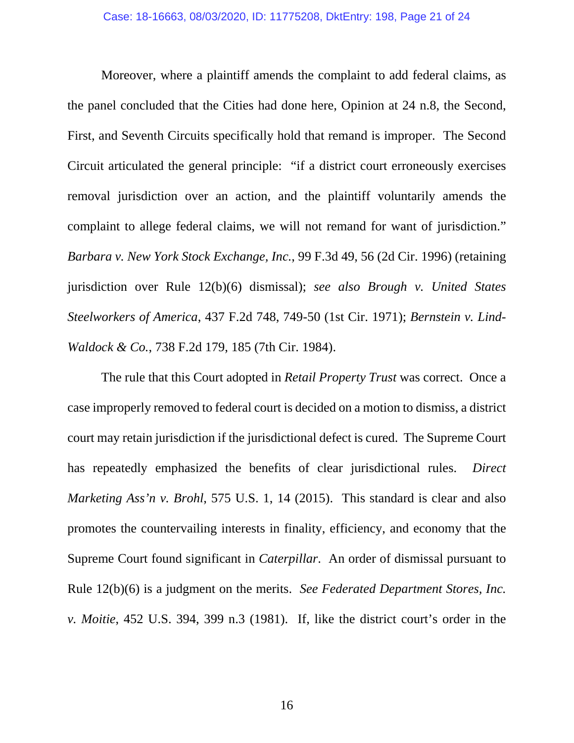Moreover, where a plaintiff amends the complaint to add federal claims, as the panel concluded that the Cities had done here, Opinion at 24 n.8, the Second, First, and Seventh Circuits specifically hold that remand is improper. The Second Circuit articulated the general principle: "if a district court erroneously exercises removal jurisdiction over an action, and the plaintiff voluntarily amends the complaint to allege federal claims, we will not remand for want of jurisdiction." *Barbara v. New York Stock Exchange, Inc.*, 99 F.3d 49, 56 (2d Cir. 1996) (retaining jurisdiction over Rule 12(b)(6) dismissal); *see also Brough v. United States Steelworkers of America*, 437 F.2d 748, 749-50 (1st Cir. 1971); *Bernstein v. Lind-Waldock & Co.*, 738 F.2d 179, 185 (7th Cir. 1984).

The rule that this Court adopted in *Retail Property Trust* was correct. Once a case improperly removed to federal court is decided on a motion to dismiss, a district court may retain jurisdiction if the jurisdictional defect is cured. The Supreme Court has repeatedly emphasized the benefits of clear jurisdictional rules. *Direct Marketing Ass'n v. Brohl*, 575 U.S. 1, 14 (2015). This standard is clear and also promotes the countervailing interests in finality, efficiency, and economy that the Supreme Court found significant in *Caterpillar*. An order of dismissal pursuant to Rule 12(b)(6) is a judgment on the merits. *See Federated Department Stores, Inc. v. Moitie*, 452 U.S. 394, 399 n.3 (1981). If, like the district court's order in the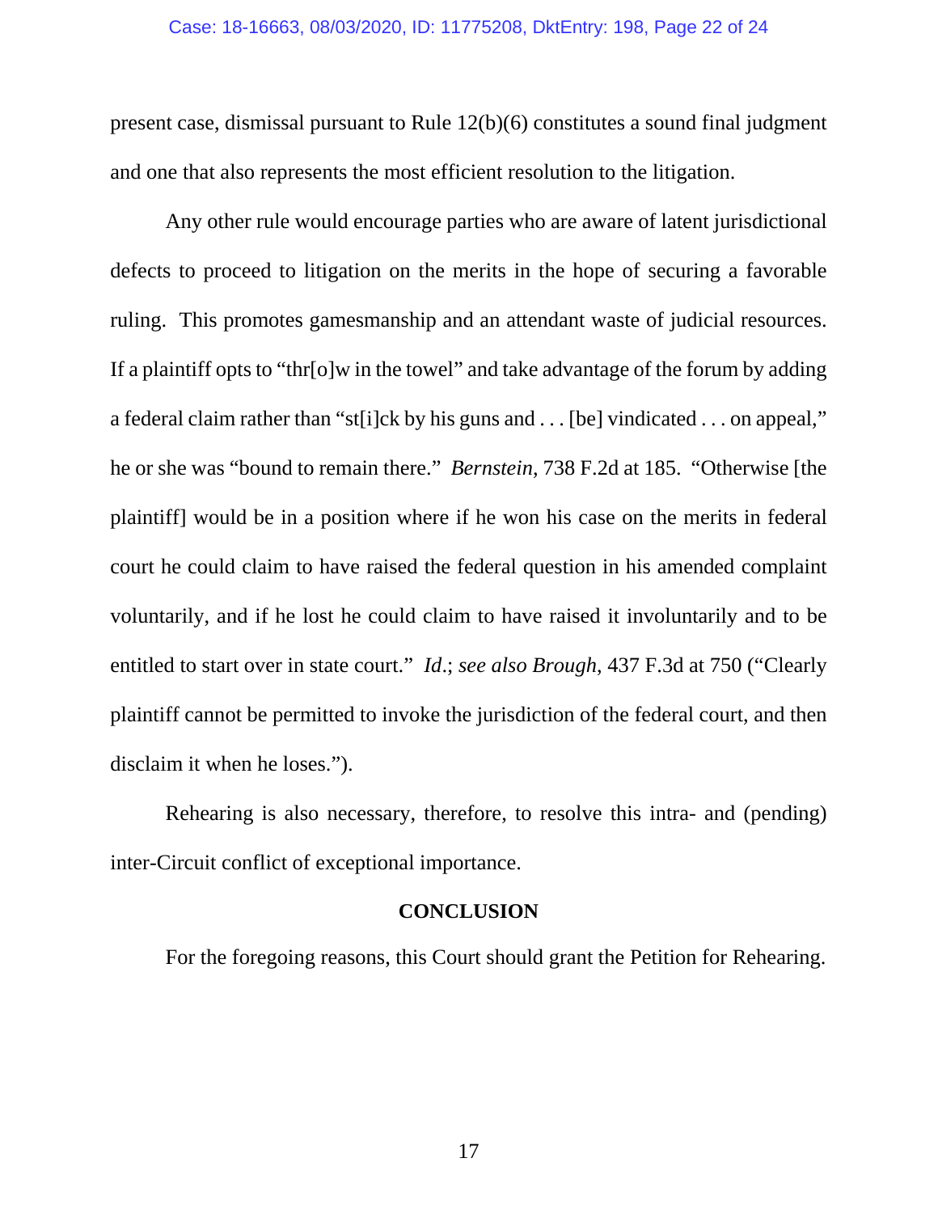present case, dismissal pursuant to Rule 12(b)(6) constitutes a sound final judgment and one that also represents the most efficient resolution to the litigation.

Any other rule would encourage parties who are aware of latent jurisdictional defects to proceed to litigation on the merits in the hope of securing a favorable ruling. This promotes gamesmanship and an attendant waste of judicial resources. If a plaintiff opts to "thr[o]w in the towel" and take advantage of the forum by adding a federal claim rather than "st[i]ck by his guns and . . . [be] vindicated . . . on appeal," he or she was "bound to remain there." *Bernstein*, 738 F.2d at 185. "Otherwise [the plaintiff] would be in a position where if he won his case on the merits in federal court he could claim to have raised the federal question in his amended complaint voluntarily, and if he lost he could claim to have raised it involuntarily and to be entitled to start over in state court." *Id.*; *see also Brough*, 437 F.3d at 750 ("Clearly plaintiff cannot be permitted to invoke the jurisdiction of the federal court, and then disclaim it when he loses.").

Rehearing is also necessary, therefore, to resolve this intra- and (pending) inter-Circuit conflict of exceptional importance.

## CONCLUSION

For the foregoing reasons, this Court should grant the Petition for Rehearing.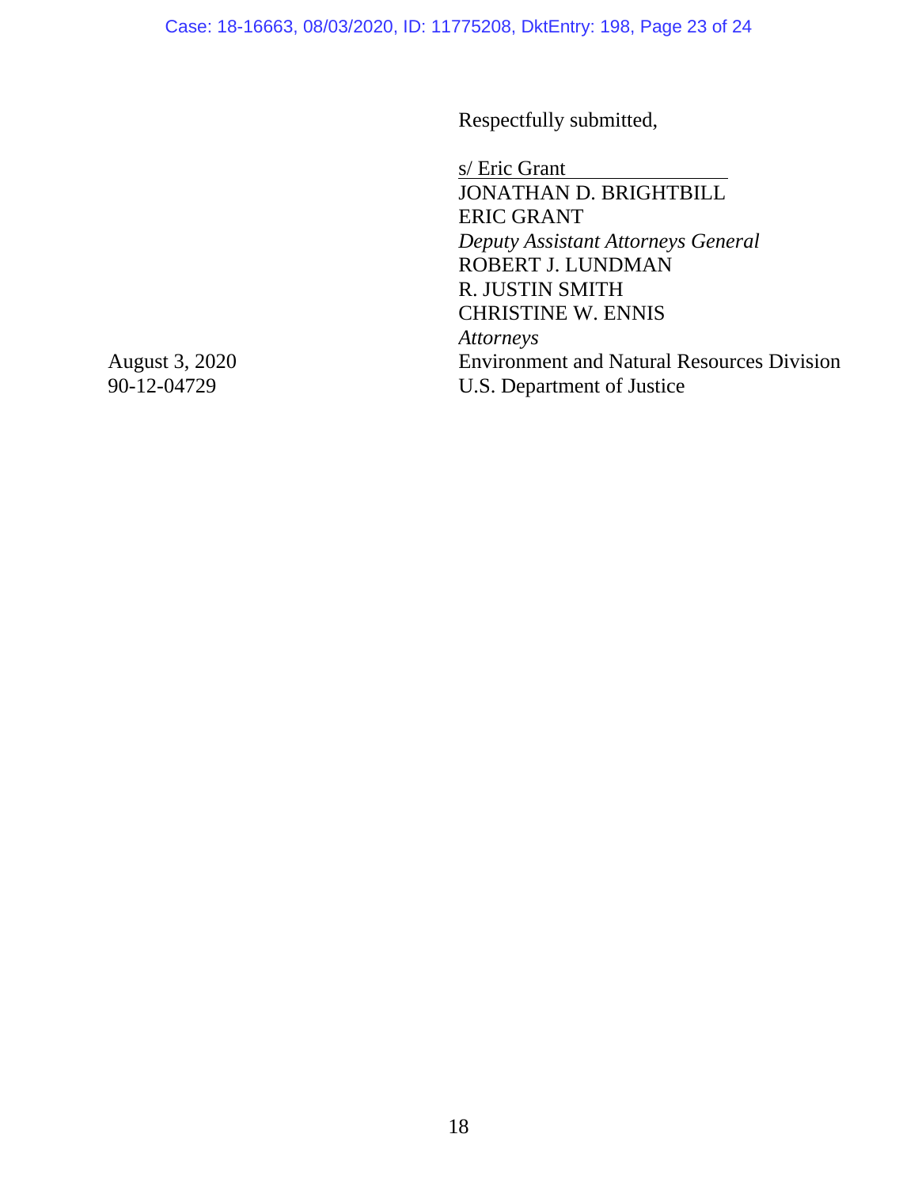Respectfully submitted,

s/ Eric Grant
JONATHAN D. BRIGHTBILL
ERIC GRANT
*Deputy Assistant Attorneys General*
ROBERT J. LUNDMAN
R. JUSTIN SMITH
CHRISTINE W. ENNIS
*Attorneys*
Environment and Natural Resources Division
U.S. Department of Justice

August 3, 2020
90-12-04729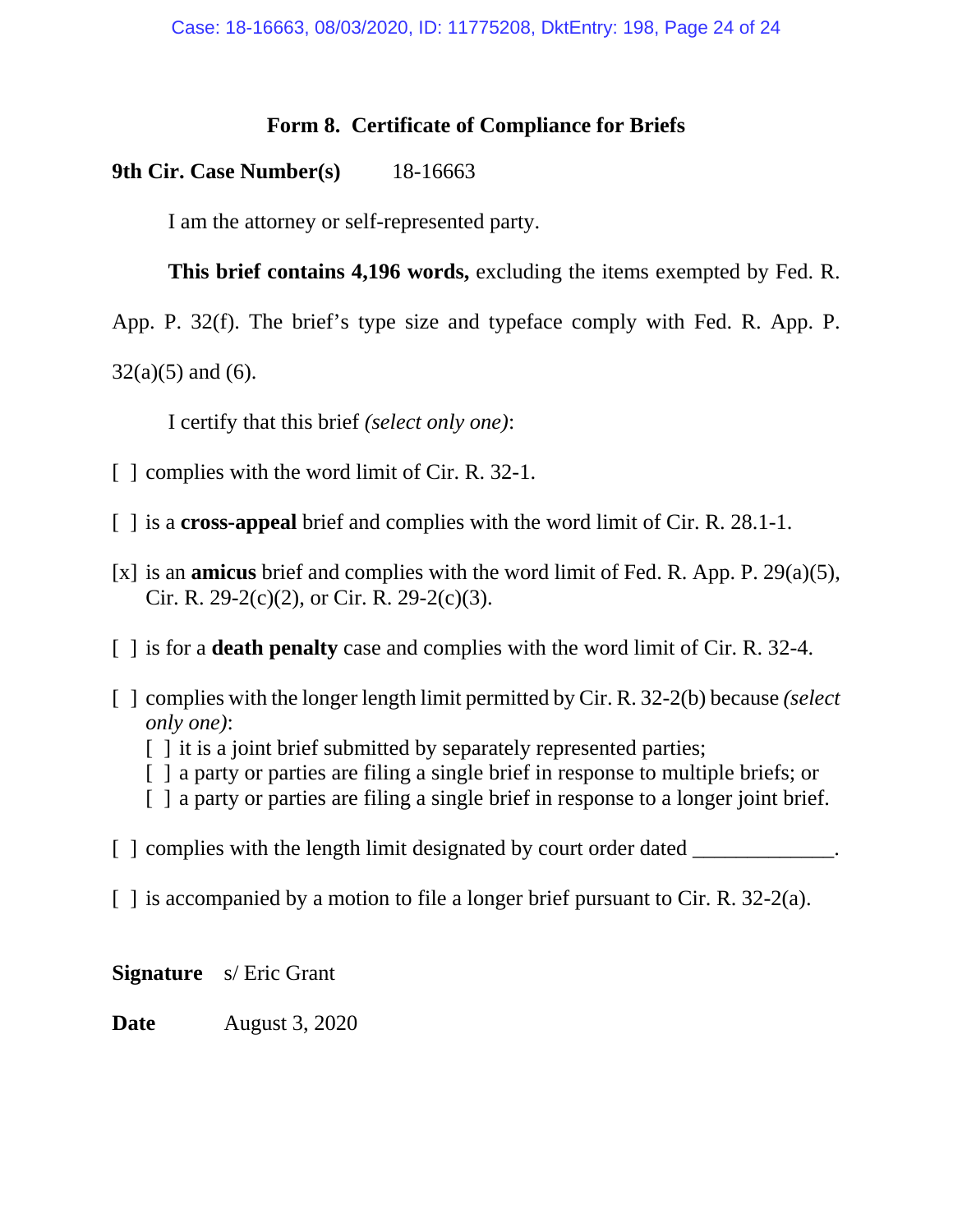## Form 8. Certificate of Compliance for Briefs

**9th Cir. Case Number(s)** 18-16663

I am the attorney or self-represented party.

**This brief contains 4,196 words,** excluding the items exempted by Fed. R. App. P. 32(f). The brief's type size and typeface comply with Fed. R. App. P. 32(a)(5) and (6).

I certify that this brief *(select only one)*:

[ ] complies with the word limit of Cir. R. 32-1.

[ ] is a **cross-appeal** brief and complies with the word limit of Cir. R. 28.1-1.

[x] is an **amicus** brief and complies with the word limit of Fed. R. App. P. 29(a)(5), Cir. R. 29-2(c)(2), or Cir. R. 29-2(c)(3).

[ ] is for a **death penalty** case and complies with the word limit of Cir. R. 32-4.

[ ] complies with the longer length limit permitted by Cir. R. 32-2(b) because *(select only one)*:
  [ ] it is a joint brief submitted by separately represented parties;
  [ ] a party or parties are filing a single brief in response to multiple briefs; or
  [ ] a party or parties are filing a single brief in response to a longer joint brief.

[ ] complies with the length limit designated by court order dated _____________.

[ ] is accompanied by a motion to file a longer brief pursuant to Cir. R. 32-2(a).

**Signature** s/ Eric Grant

**Date** August 3, 2020